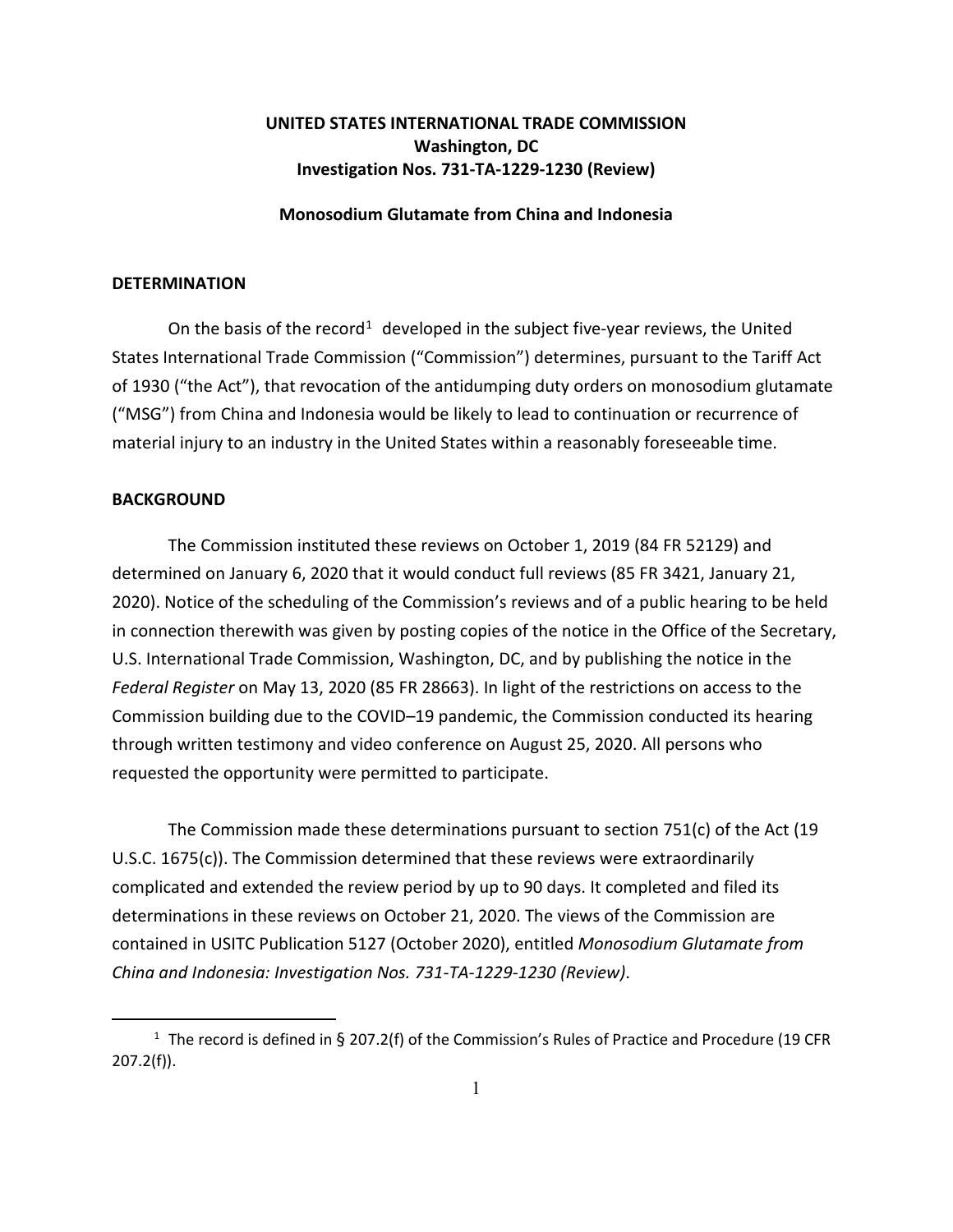**UNITED STATES INTERNATIONAL TRADE COMMISSION**
**Washington, DC**
**Investigation Nos. 731-TA-1229-1230 (Review)**

**Monosodium Glutamate from China and Indonesia**

## DETERMINATION

On the basis of the record[1] developed in the subject five-year reviews, the United States International Trade Commission ("Commission") determines, pursuant to the Tariff Act of 1930 ("the Act"), that revocation of the antidumping duty orders on monosodium glutamate ("MSG") from China and Indonesia would be likely to lead to continuation or recurrence of material injury to an industry in the United States within a reasonably foreseeable time.

## BACKGROUND

The Commission instituted these reviews on October 1, 2019 (84 FR 52129) and determined on January 6, 2020 that it would conduct full reviews (85 FR 3421, January 21, 2020). Notice of the scheduling of the Commission's reviews and of a public hearing to be held in connection therewith was given by posting copies of the notice in the Office of the Secretary, U.S. International Trade Commission, Washington, DC, and by publishing the notice in the *Federal Register* on May 13, 2020 (85 FR 28663). In light of the restrictions on access to the Commission building due to the COVID–19 pandemic, the Commission conducted its hearing through written testimony and video conference on August 25, 2020. All persons who requested the opportunity were permitted to participate.

The Commission made these determinations pursuant to section 751(c) of the Act (19 U.S.C. 1675(c)). The Commission determined that these reviews were extraordinarily complicated and extended the review period by up to 90 days. It completed and filed its determinations in these reviews on October 21, 2020. The views of the Commission are contained in USITC Publication 5127 (October 2020), entitled *Monosodium Glutamate from China and Indonesia: Investigation Nos. 731-TA-1229-1230 (Review)*.

---

[1] The record is defined in § 207.2(f) of the Commission's Rules of Practice and Procedure (19 CFR 207.2(f)).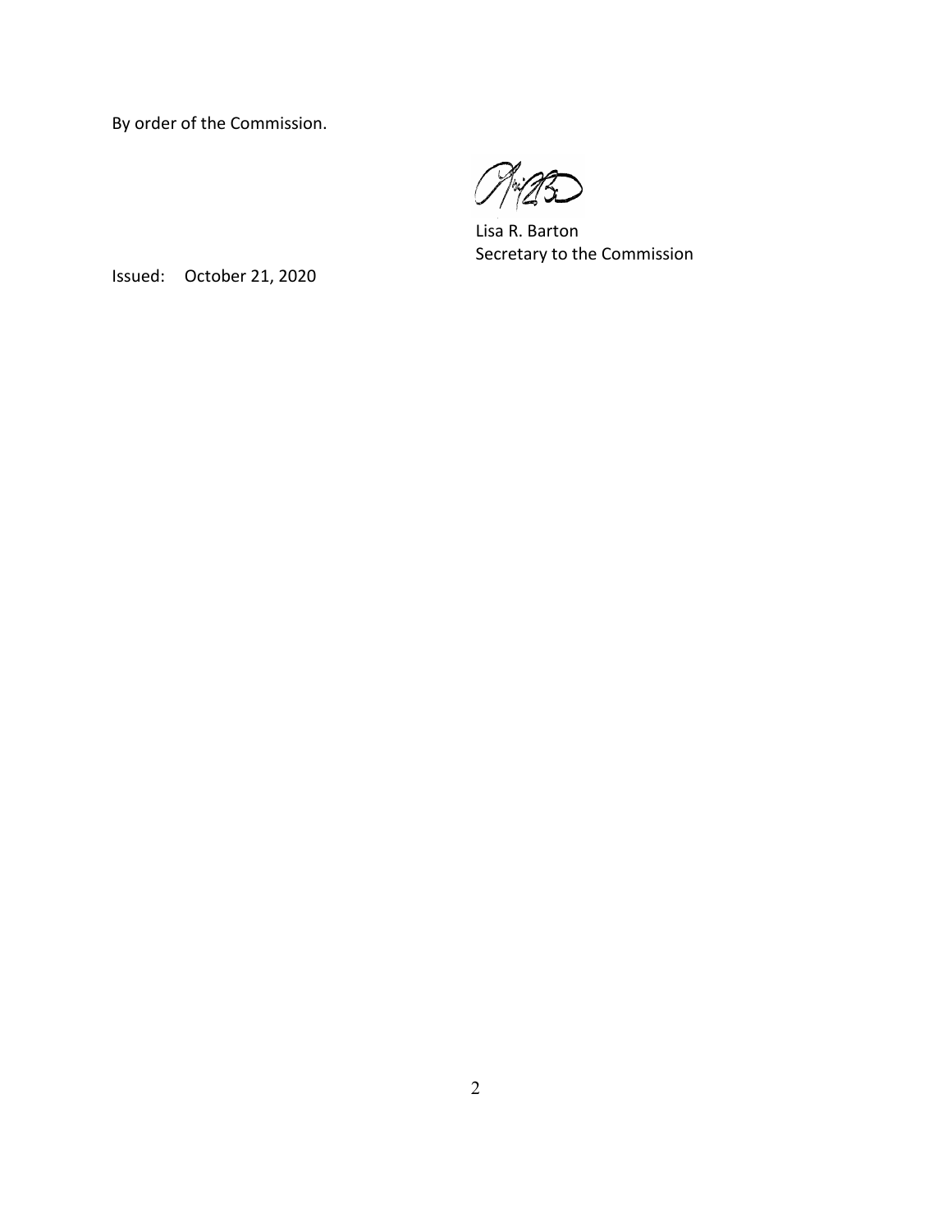By order of the Commission.

Lisa R. Barton
Secretary to the Commission

Issued: October 21, 2020